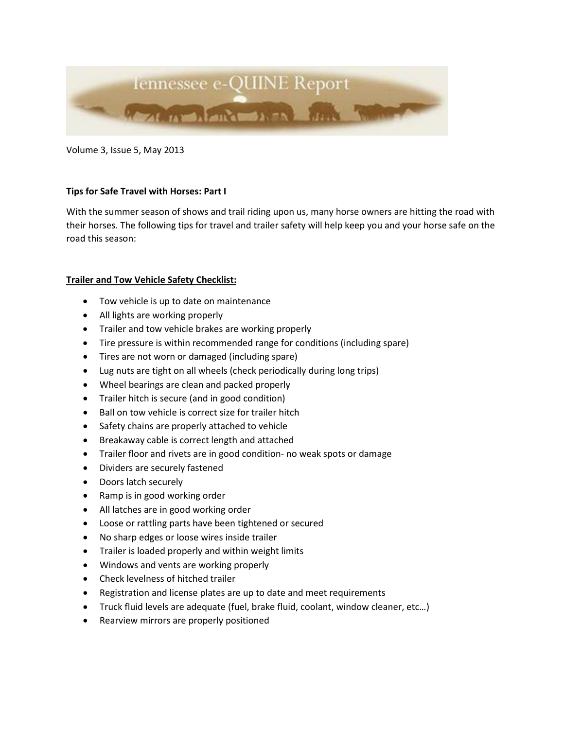# Tennessee e-QUINE Report

Volume 3, Issue 5, May 2013

**Tips for Safe Travel with Horses: Part I**

With the summer season of shows and trail riding upon us, many horse owners are hitting the road with their horses. The following tips for travel and trailer safety will help keep you and your horse safe on the road this season:

**Trailer and Tow Vehicle Safety Checklist:**

- Tow vehicle is up to date on maintenance
- All lights are working properly
- Trailer and tow vehicle brakes are working properly
- Tire pressure is within recommended range for conditions (including spare)
- Tires are not worn or damaged (including spare)
- Lug nuts are tight on all wheels (check periodically during long trips)
- Wheel bearings are clean and packed properly
- Trailer hitch is secure (and in good condition)
- Ball on tow vehicle is correct size for trailer hitch
- Safety chains are properly attached to vehicle
- Breakaway cable is correct length and attached
- Trailer floor and rivets are in good condition- no weak spots or damage
- Dividers are securely fastened
- Doors latch securely
- Ramp is in good working order
- All latches are in good working order
- Loose or rattling parts have been tightened or secured
- No sharp edges or loose wires inside trailer
- Trailer is loaded properly and within weight limits
- Windows and vents are working properly
- Check levelness of hitched trailer
- Registration and license plates are up to date and meet requirements
- Truck fluid levels are adequate (fuel, brake fluid, coolant, window cleaner, etc…)
- Rearview mirrors are properly positioned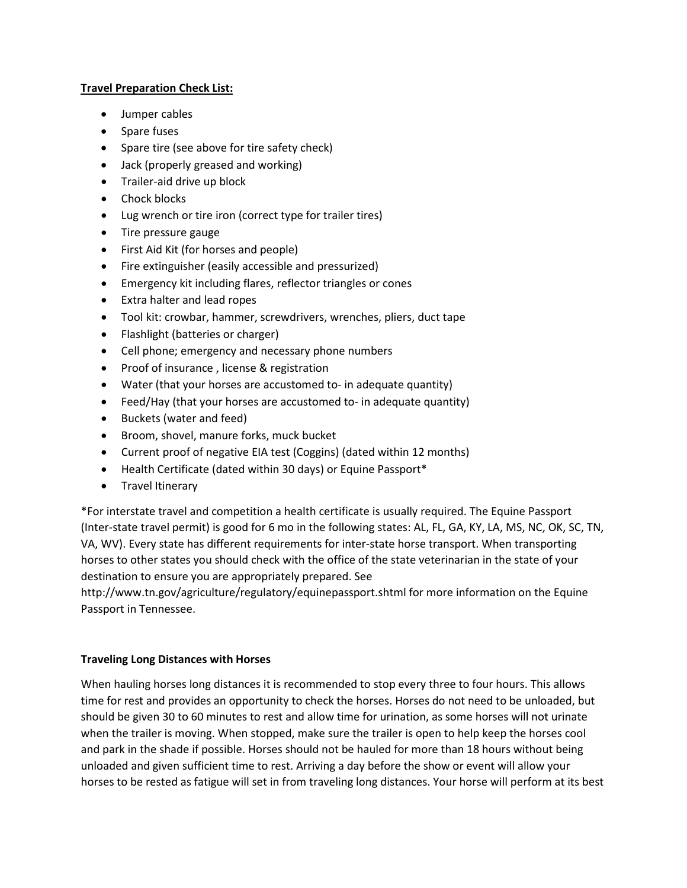**Travel Preparation Check List:**

- Jumper cables
- Spare fuses
- Spare tire (see above for tire safety check)
- Jack (properly greased and working)
- Trailer-aid drive up block
- Chock blocks
- Lug wrench or tire iron (correct type for trailer tires)
- Tire pressure gauge
- First Aid Kit (for horses and people)
- Fire extinguisher (easily accessible and pressurized)
- Emergency kit including flares, reflector triangles or cones
- Extra halter and lead ropes
- Tool kit: crowbar, hammer, screwdrivers, wrenches, pliers, duct tape
- Flashlight (batteries or charger)
- Cell phone; emergency and necessary phone numbers
- Proof of insurance , license & registration
- Water (that your horses are accustomed to- in adequate quantity)
- Feed/Hay (that your horses are accustomed to- in adequate quantity)
- Buckets (water and feed)
- Broom, shovel, manure forks, muck bucket
- Current proof of negative EIA test (Coggins) (dated within 12 months)
- Health Certificate (dated within 30 days) or Equine Passport*
- Travel Itinerary

*For interstate travel and competition a health certificate is usually required. The Equine Passport (Inter-state travel permit) is good for 6 mo in the following states: AL, FL, GA, KY, LA, MS, NC, OK, SC, TN, VA, WV). Every state has different requirements for inter-state horse transport. When transporting horses to other states you should check with the office of the state veterinarian in the state of your destination to ensure you are appropriately prepared. See http://www.tn.gov/agriculture/regulatory/equinepassport.shtml for more information on the Equine Passport in Tennessee.

**Traveling Long Distances with Horses**

When hauling horses long distances it is recommended to stop every three to four hours. This allows time for rest and provides an opportunity to check the horses. Horses do not need to be unloaded, but should be given 30 to 60 minutes to rest and allow time for urination, as some horses will not urinate when the trailer is moving. When stopped, make sure the trailer is open to help keep the horses cool and park in the shade if possible. Horses should not be hauled for more than 18 hours without being unloaded and given sufficient time to rest. Arriving a day before the show or event will allow your horses to be rested as fatigue will set in from traveling long distances. Your horse will perform at its best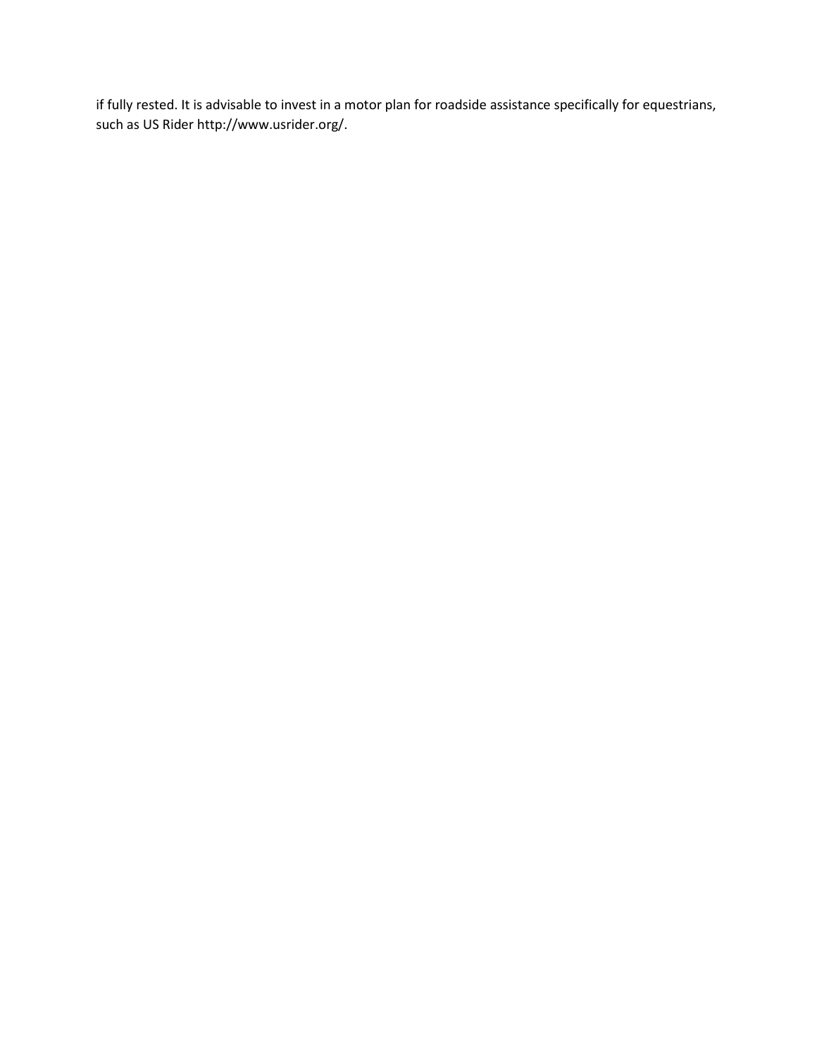if fully rested. It is advisable to invest in a motor plan for roadside assistance specifically for equestrians, such as US Rider http://www.usrider.org/.